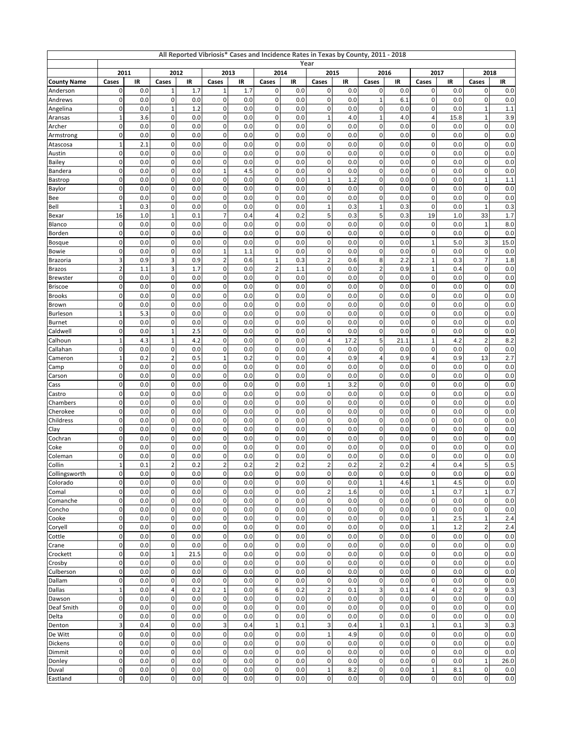| All Reported Vibriosis* Cases and Incidence Rates in Texas by County, 2011 - 2018 | | | | | | | | | | | | | | | | |
|---|---|---|---|---|---|---|---|---|---|---|---|---|---|---|---|---|
| | Year | | | | | | | | | | | | | | | |
| | 2011 | | 2012 | | 2013 | | 2014 | | 2015 | | 2016 | | 2017 | | 2018 | |
| **County Name** | **Cases** | **IR** | **Cases** | **IR** | **Cases** | **IR** | **Cases** | **IR** | **Cases** | **IR** | **Cases** | **IR** | **Cases** | **IR** | **Cases** | **IR** |
| Anderson | 0 | 0.0 | 1 | 1.7 | 1 | 1.7 | 0 | 0.0 | 0 | 0.0 | 0 | 0.0 | 0 | 0.0 | 0 | 0.0 |
| Andrews | 0 | 0.0 | 0 | 0.0 | 0 | 0.0 | 0 | 0.0 | 0 | 0.0 | 1 | 6.1 | 0 | 0.0 | 0 | 0.0 |
| Angelina | 0 | 0.0 | 1 | 1.2 | 0 | 0.0 | 0 | 0.0 | 0 | 0.0 | 0 | 0.0 | 0 | 0.0 | 1 | 1.1 |
| Aransas | 1 | 3.6 | 0 | 0.0 | 0 | 0.0 | 0 | 0.0 | 1 | 4.0 | 1 | 4.0 | 4 | 15.8 | 1 | 3.9 |
| Archer | 0 | 0.0 | 0 | 0.0 | 0 | 0.0 | 0 | 0.0 | 0 | 0.0 | 0 | 0.0 | 0 | 0.0 | 0 | 0.0 |
| Armstrong | 0 | 0.0 | 0 | 0.0 | 0 | 0.0 | 0 | 0.0 | 0 | 0.0 | 0 | 0.0 | 0 | 0.0 | 0 | 0.0 |
| Atascosa | 1 | 2.1 | 0 | 0.0 | 0 | 0.0 | 0 | 0.0 | 0 | 0.0 | 0 | 0.0 | 0 | 0.0 | 0 | 0.0 |
| Austin | 0 | 0.0 | 0 | 0.0 | 0 | 0.0 | 0 | 0.0 | 0 | 0.0 | 0 | 0.0 | 0 | 0.0 | 0 | 0.0 |
| Bailey | 0 | 0.0 | 0 | 0.0 | 0 | 0.0 | 0 | 0.0 | 0 | 0.0 | 0 | 0.0 | 0 | 0.0 | 0 | 0.0 |
| Bandera | 0 | 0.0 | 0 | 0.0 | 1 | 4.5 | 0 | 0.0 | 0 | 0.0 | 0 | 0.0 | 0 | 0.0 | 0 | 0.0 |
| Bastrop | 0 | 0.0 | 0 | 0.0 | 0 | 0.0 | 0 | 0.0 | 1 | 1.2 | 0 | 0.0 | 0 | 0.0 | 1 | 1.1 |
| Baylor | 0 | 0.0 | 0 | 0.0 | 0 | 0.0 | 0 | 0.0 | 0 | 0.0 | 0 | 0.0 | 0 | 0.0 | 0 | 0.0 |
| Bee | 0 | 0.0 | 0 | 0.0 | 0 | 0.0 | 0 | 0.0 | 0 | 0.0 | 0 | 0.0 | 0 | 0.0 | 0 | 0.0 |
| Bell | 1 | 0.3 | 0 | 0.0 | 0 | 0.0 | 0 | 0.0 | 1 | 0.3 | 1 | 0.3 | 0 | 0.0 | 1 | 0.3 |
| Bexar | 16 | 1.0 | 1 | 0.1 | 7 | 0.4 | 4 | 0.2 | 5 | 0.3 | 5 | 0.3 | 19 | 1.0 | 33 | 1.7 |
| Blanco | 0 | 0.0 | 0 | 0.0 | 0 | 0.0 | 0 | 0.0 | 0 | 0.0 | 0 | 0.0 | 0 | 0.0 | 1 | 8.0 |
| Borden | 0 | 0.0 | 0 | 0.0 | 0 | 0.0 | 0 | 0.0 | 0 | 0.0 | 0 | 0.0 | 0 | 0.0 | 0 | 0.0 |
| Bosque | 0 | 0.0 | 0 | 0.0 | 0 | 0.0 | 0 | 0.0 | 0 | 0.0 | 0 | 0.0 | 1 | 5.0 | 3 | 15.0 |
| Bowie | 0 | 0.0 | 0 | 0.0 | 1 | 1.1 | 0 | 0.0 | 0 | 0.0 | 0 | 0.0 | 0 | 0.0 | 0 | 0.0 |
| Brazoria | 3 | 0.9 | 3 | 0.9 | 2 | 0.6 | 1 | 0.3 | 2 | 0.6 | 8 | 2.2 | 1 | 0.3 | 7 | 1.8 |
| Brazos | 2 | 1.1 | 3 | 1.7 | 0 | 0.0 | 2 | 1.1 | 0 | 0.0 | 2 | 0.9 | 1 | 0.4 | 0 | 0.0 |
| Brewster | 0 | 0.0 | 0 | 0.0 | 0 | 0.0 | 0 | 0.0 | 0 | 0.0 | 0 | 0.0 | 0 | 0.0 | 0 | 0.0 |
| Briscoe | 0 | 0.0 | 0 | 0.0 | 0 | 0.0 | 0 | 0.0 | 0 | 0.0 | 0 | 0.0 | 0 | 0.0 | 0 | 0.0 |
| Brooks | 0 | 0.0 | 0 | 0.0 | 0 | 0.0 | 0 | 0.0 | 0 | 0.0 | 0 | 0.0 | 0 | 0.0 | 0 | 0.0 |
| Brown | 0 | 0.0 | 0 | 0.0 | 0 | 0.0 | 0 | 0.0 | 0 | 0.0 | 0 | 0.0 | 0 | 0.0 | 0 | 0.0 |
| Burleson | 1 | 5.3 | 0 | 0.0 | 0 | 0.0 | 0 | 0.0 | 0 | 0.0 | 0 | 0.0 | 0 | 0.0 | 0 | 0.0 |
| Burnet | 0 | 0.0 | 0 | 0.0 | 0 | 0.0 | 0 | 0.0 | 0 | 0.0 | 0 | 0.0 | 0 | 0.0 | 0 | 0.0 |
| Caldwell | 0 | 0.0 | 1 | 2.5 | 0 | 0.0 | 0 | 0.0 | 0 | 0.0 | 0 | 0.0 | 0 | 0.0 | 0 | 0.0 |
| Calhoun | 1 | 4.3 | 1 | 4.2 | 0 | 0.0 | 0 | 0.0 | 4 | 17.2 | 5 | 21.1 | 1 | 4.2 | 2 | 8.2 |
| Callahan | 0 | 0.0 | 0 | 0.0 | 0 | 0.0 | 0 | 0.0 | 0 | 0.0 | 0 | 0.0 | 0 | 0.0 | 0 | 0.0 |
| Cameron | 1 | 0.2 | 2 | 0.5 | 1 | 0.2 | 0 | 0.0 | 4 | 0.9 | 4 | 0.9 | 4 | 0.9 | 13 | 2.7 |
| Camp | 0 | 0.0 | 0 | 0.0 | 0 | 0.0 | 0 | 0.0 | 0 | 0.0 | 0 | 0.0 | 0 | 0.0 | 0 | 0.0 |
| Carson | 0 | 0.0 | 0 | 0.0 | 0 | 0.0 | 0 | 0.0 | 0 | 0.0 | 0 | 0.0 | 0 | 0.0 | 0 | 0.0 |
| Cass | 0 | 0.0 | 0 | 0.0 | 0 | 0.0 | 0 | 0.0 | 1 | 3.2 | 0 | 0.0 | 0 | 0.0 | 0 | 0.0 |
| Castro | 0 | 0.0 | 0 | 0.0 | 0 | 0.0 | 0 | 0.0 | 0 | 0.0 | 0 | 0.0 | 0 | 0.0 | 0 | 0.0 |
| Chambers | 0 | 0.0 | 0 | 0.0 | 0 | 0.0 | 0 | 0.0 | 0 | 0.0 | 0 | 0.0 | 0 | 0.0 | 0 | 0.0 |
| Cherokee | 0 | 0.0 | 0 | 0.0 | 0 | 0.0 | 0 | 0.0 | 0 | 0.0 | 0 | 0.0 | 0 | 0.0 | 0 | 0.0 |
| Childress | 0 | 0.0 | 0 | 0.0 | 0 | 0.0 | 0 | 0.0 | 0 | 0.0 | 0 | 0.0 | 0 | 0.0 | 0 | 0.0 |
| Clay | 0 | 0.0 | 0 | 0.0 | 0 | 0.0 | 0 | 0.0 | 0 | 0.0 | 0 | 0.0 | 0 | 0.0 | 0 | 0.0 |
| Cochran | 0 | 0.0 | 0 | 0.0 | 0 | 0.0 | 0 | 0.0 | 0 | 0.0 | 0 | 0.0 | 0 | 0.0 | 0 | 0.0 |
| Coke | 0 | 0.0 | 0 | 0.0 | 0 | 0.0 | 0 | 0.0 | 0 | 0.0 | 0 | 0.0 | 0 | 0.0 | 0 | 0.0 |
| Coleman | 0 | 0.0 | 0 | 0.0 | 0 | 0.0 | 0 | 0.0 | 0 | 0.0 | 0 | 0.0 | 0 | 0.0 | 0 | 0.0 |
| Collin | 1 | 0.1 | 2 | 0.2 | 2 | 0.2 | 2 | 0.2 | 2 | 0.2 | 2 | 0.2 | 4 | 0.4 | 5 | 0.5 |
| Collingsworth | 0 | 0.0 | 0 | 0.0 | 0 | 0.0 | 0 | 0.0 | 0 | 0.0 | 0 | 0.0 | 0 | 0.0 | 0 | 0.0 |
| Colorado | 0 | 0.0 | 0 | 0.0 | 0 | 0.0 | 0 | 0.0 | 0 | 0.0 | 1 | 4.6 | 1 | 4.5 | 0 | 0.0 |
| Comal | 0 | 0.0 | 0 | 0.0 | 0 | 0.0 | 0 | 0.0 | 2 | 1.6 | 0 | 0.0 | 1 | 0.7 | 1 | 0.7 |
| Comanche | 0 | 0.0 | 0 | 0.0 | 0 | 0.0 | 0 | 0.0 | 0 | 0.0 | 0 | 0.0 | 0 | 0.0 | 0 | 0.0 |
| Concho | 0 | 0.0 | 0 | 0.0 | 0 | 0.0 | 0 | 0.0 | 0 | 0.0 | 0 | 0.0 | 0 | 0.0 | 0 | 0.0 |
| Cooke | 0 | 0.0 | 0 | 0.0 | 0 | 0.0 | 0 | 0.0 | 0 | 0.0 | 0 | 0.0 | 1 | 2.5 | 1 | 2.4 |
| Coryell | 0 | 0.0 | 0 | 0.0 | 0 | 0.0 | 0 | 0.0 | 0 | 0.0 | 0 | 0.0 | 1 | 1.2 | 2 | 2.4 |
| Cottle | 0 | 0.0 | 0 | 0.0 | 0 | 0.0 | 0 | 0.0 | 0 | 0.0 | 0 | 0.0 | 0 | 0.0 | 0 | 0.0 |
| Crane | 0 | 0.0 | 0 | 0.0 | 0 | 0.0 | 0 | 0.0 | 0 | 0.0 | 0 | 0.0 | 0 | 0.0 | 0 | 0.0 |
| Crockett | 0 | 0.0 | 1 | 21.5 | 0 | 0.0 | 0 | 0.0 | 0 | 0.0 | 0 | 0.0 | 0 | 0.0 | 0 | 0.0 |
| Crosby | 0 | 0.0 | 0 | 0.0 | 0 | 0.0 | 0 | 0.0 | 0 | 0.0 | 0 | 0.0 | 0 | 0.0 | 0 | 0.0 |
| Culberson | 0 | 0.0 | 0 | 0.0 | 0 | 0.0 | 0 | 0.0 | 0 | 0.0 | 0 | 0.0 | 0 | 0.0 | 0 | 0.0 |
| Dallam | 0 | 0.0 | 0 | 0.0 | 0 | 0.0 | 0 | 0.0 | 0 | 0.0 | 0 | 0.0 | 0 | 0.0 | 0 | 0.0 |
| Dallas | 1 | 0.0 | 4 | 0.2 | 1 | 0.0 | 6 | 0.2 | 2 | 0.1 | 3 | 0.1 | 4 | 0.2 | 9 | 0.3 |
| Dawson | 0 | 0.0 | 0 | 0.0 | 0 | 0.0 | 0 | 0.0 | 0 | 0.0 | 0 | 0.0 | 0 | 0.0 | 0 | 0.0 |
| Deaf Smith | 0 | 0.0 | 0 | 0.0 | 0 | 0.0 | 0 | 0.0 | 0 | 0.0 | 0 | 0.0 | 0 | 0.0 | 0 | 0.0 |
| Delta | 0 | 0.0 | 0 | 0.0 | 0 | 0.0 | 0 | 0.0 | 0 | 0.0 | 0 | 0.0 | 0 | 0.0 | 0 | 0.0 |
| Denton | 3 | 0.4 | 0 | 0.0 | 3 | 0.4 | 1 | 0.1 | 3 | 0.4 | 1 | 0.1 | 1 | 0.1 | 3 | 0.3 |
| De Witt | 0 | 0.0 | 0 | 0.0 | 0 | 0.0 | 0 | 0.0 | 1 | 4.9 | 0 | 0.0 | 0 | 0.0 | 0 | 0.0 |
| Dickens | 0 | 0.0 | 0 | 0.0 | 0 | 0.0 | 0 | 0.0 | 0 | 0.0 | 0 | 0.0 | 0 | 0.0 | 0 | 0.0 |
| Dimmit | 0 | 0.0 | 0 | 0.0 | 0 | 0.0 | 0 | 0.0 | 0 | 0.0 | 0 | 0.0 | 0 | 0.0 | 0 | 0.0 |
| Donley | 0 | 0.0 | 0 | 0.0 | 0 | 0.0 | 0 | 0.0 | 0 | 0.0 | 0 | 0.0 | 0 | 0.0 | 1 | 26.0 |
| Duval | 0 | 0.0 | 0 | 0.0 | 0 | 0.0 | 0 | 0.0 | 1 | 8.2 | 0 | 0.0 | 1 | 8.1 | 0 | 0.0 |
| Eastland | 0 | 0.0 | 0 | 0.0 | 0 | 0.0 | 0 | 0.0 | 0 | 0.0 | 0 | 0.0 | 0 | 0.0 | 0 | 0.0 |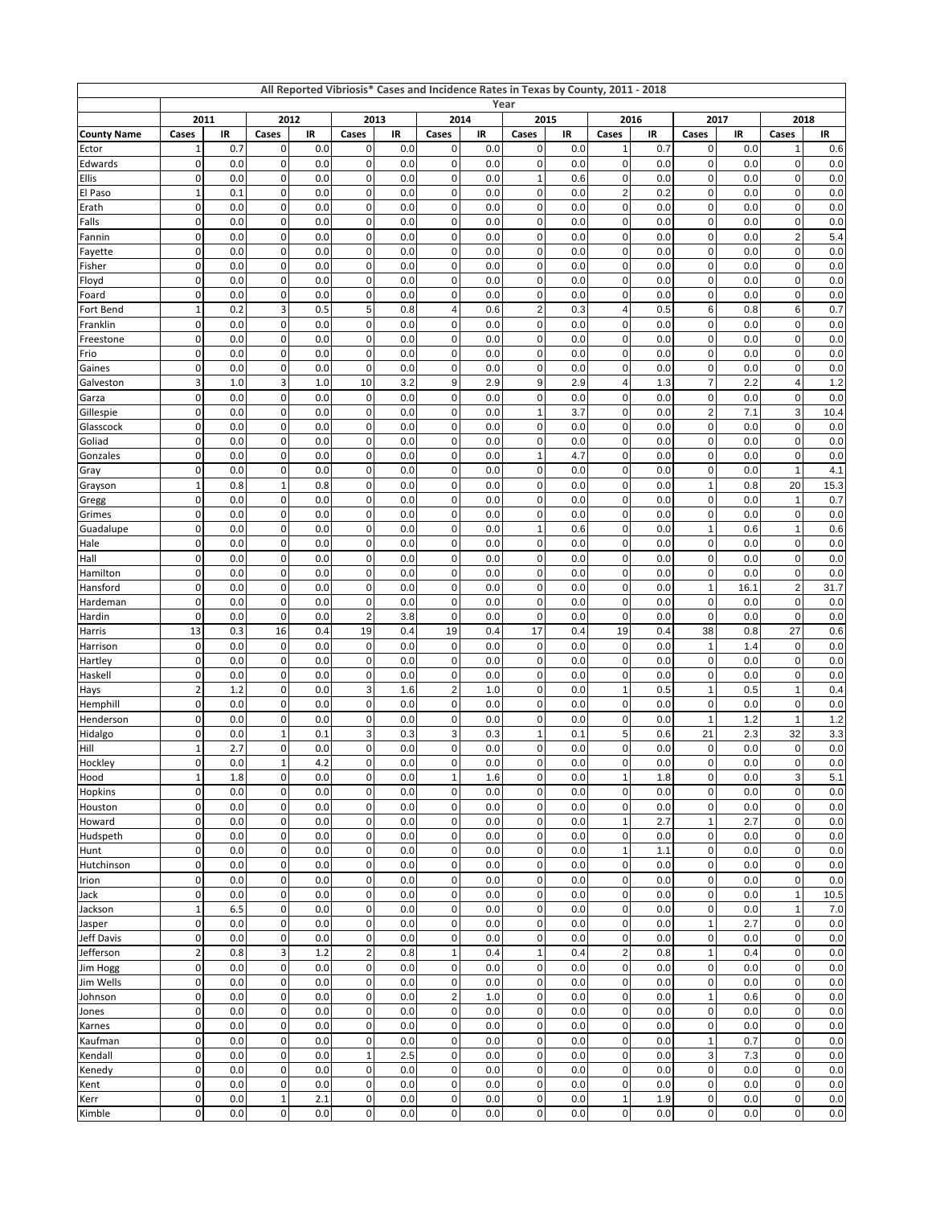| All Reported Vibriosis* Cases and Incidence Rates in Texas by County, 2011 - 2018 | | | | | | | | | | | | | | | | |
|---|---|---|---|---|---|---|---|---|---|---|---|---|---|---|---|---|
| | Year | | | | | | | | | | | | | | | |
| | 2011 | | 2012 | | 2013 | | 2014 | | 2015 | | 2016 | | 2017 | | 2018 | |
| County Name | Cases | IR | Cases | IR | Cases | IR | Cases | IR | Cases | IR | Cases | IR | Cases | IR | Cases | IR |
| Ector | 1 | 0.7 | 0 | 0.0 | 0 | 0.0 | 0 | 0.0 | 0 | 0.0 | 1 | 0.7 | 0 | 0.0 | 1 | 0.6 |
| Edwards | 0 | 0.0 | 0 | 0.0 | 0 | 0.0 | 0 | 0.0 | 0 | 0.0 | 0 | 0.0 | 0 | 0.0 | 0 | 0.0 |
| Ellis | 0 | 0.0 | 0 | 0.0 | 0 | 0.0 | 0 | 0.0 | 1 | 0.6 | 0 | 0.0 | 0 | 0.0 | 0 | 0.0 |
| El Paso | 1 | 0.1 | 0 | 0.0 | 0 | 0.0 | 0 | 0.0 | 0 | 0.0 | 2 | 0.2 | 0 | 0.0 | 0 | 0.0 |
| Erath | 0 | 0.0 | 0 | 0.0 | 0 | 0.0 | 0 | 0.0 | 0 | 0.0 | 0 | 0.0 | 0 | 0.0 | 0 | 0.0 |
| Falls | 0 | 0.0 | 0 | 0.0 | 0 | 0.0 | 0 | 0.0 | 0 | 0.0 | 0 | 0.0 | 0 | 0.0 | 0 | 0.0 |
| Fannin | 0 | 0.0 | 0 | 0.0 | 0 | 0.0 | 0 | 0.0 | 0 | 0.0 | 0 | 0.0 | 0 | 0.0 | 2 | 5.4 |
| Fayette | 0 | 0.0 | 0 | 0.0 | 0 | 0.0 | 0 | 0.0 | 0 | 0.0 | 0 | 0.0 | 0 | 0.0 | 0 | 0.0 |
| Fisher | 0 | 0.0 | 0 | 0.0 | 0 | 0.0 | 0 | 0.0 | 0 | 0.0 | 0 | 0.0 | 0 | 0.0 | 0 | 0.0 |
| Floyd | 0 | 0.0 | 0 | 0.0 | 0 | 0.0 | 0 | 0.0 | 0 | 0.0 | 0 | 0.0 | 0 | 0.0 | 0 | 0.0 |
| Foard | 0 | 0.0 | 0 | 0.0 | 0 | 0.0 | 0 | 0.0 | 0 | 0.0 | 0 | 0.0 | 0 | 0.0 | 0 | 0.0 |
| Fort Bend | 1 | 0.2 | 3 | 0.5 | 5 | 0.8 | 4 | 0.6 | 2 | 0.3 | 4 | 0.5 | 6 | 0.8 | 6 | 0.7 |
| Franklin | 0 | 0.0 | 0 | 0.0 | 0 | 0.0 | 0 | 0.0 | 0 | 0.0 | 0 | 0.0 | 0 | 0.0 | 0 | 0.0 |
| Freestone | 0 | 0.0 | 0 | 0.0 | 0 | 0.0 | 0 | 0.0 | 0 | 0.0 | 0 | 0.0 | 0 | 0.0 | 0 | 0.0 |
| Frio | 0 | 0.0 | 0 | 0.0 | 0 | 0.0 | 0 | 0.0 | 0 | 0.0 | 0 | 0.0 | 0 | 0.0 | 0 | 0.0 |
| Gaines | 0 | 0.0 | 0 | 0.0 | 0 | 0.0 | 0 | 0.0 | 0 | 0.0 | 0 | 0.0 | 0 | 0.0 | 0 | 0.0 |
| Galveston | 3 | 1.0 | 3 | 1.0 | 10 | 3.2 | 9 | 2.9 | 9 | 2.9 | 4 | 1.3 | 7 | 2.2 | 4 | 1.2 |
| Garza | 0 | 0.0 | 0 | 0.0 | 0 | 0.0 | 0 | 0.0 | 0 | 0.0 | 0 | 0.0 | 0 | 0.0 | 0 | 0.0 |
| Gillespie | 0 | 0.0 | 0 | 0.0 | 0 | 0.0 | 0 | 0.0 | 1 | 3.7 | 0 | 0.0 | 2 | 7.1 | 3 | 10.4 |
| Glasscock | 0 | 0.0 | 0 | 0.0 | 0 | 0.0 | 0 | 0.0 | 0 | 0.0 | 0 | 0.0 | 0 | 0.0 | 0 | 0.0 |
| Goliad | 0 | 0.0 | 0 | 0.0 | 0 | 0.0 | 0 | 0.0 | 0 | 0.0 | 0 | 0.0 | 0 | 0.0 | 0 | 0.0 |
| Gonzales | 0 | 0.0 | 0 | 0.0 | 0 | 0.0 | 0 | 0.0 | 1 | 4.7 | 0 | 0.0 | 0 | 0.0 | 0 | 0.0 |
| Gray | 0 | 0.0 | 0 | 0.0 | 0 | 0.0 | 0 | 0.0 | 0 | 0.0 | 0 | 0.0 | 0 | 0.0 | 1 | 4.1 |
| Grayson | 1 | 0.8 | 1 | 0.8 | 0 | 0.0 | 0 | 0.0 | 0 | 0.0 | 0 | 0.0 | 1 | 0.8 | 20 | 15.3 |
| Gregg | 0 | 0.0 | 0 | 0.0 | 0 | 0.0 | 0 | 0.0 | 0 | 0.0 | 0 | 0.0 | 0 | 0.0 | 1 | 0.7 |
| Grimes | 0 | 0.0 | 0 | 0.0 | 0 | 0.0 | 0 | 0.0 | 0 | 0.0 | 0 | 0.0 | 0 | 0.0 | 0 | 0.0 |
| Guadalupe | 0 | 0.0 | 0 | 0.0 | 0 | 0.0 | 0 | 0.0 | 1 | 0.6 | 0 | 0.0 | 1 | 0.6 | 1 | 0.6 |
| Hale | 0 | 0.0 | 0 | 0.0 | 0 | 0.0 | 0 | 0.0 | 0 | 0.0 | 0 | 0.0 | 0 | 0.0 | 0 | 0.0 |
| Hall | 0 | 0.0 | 0 | 0.0 | 0 | 0.0 | 0 | 0.0 | 0 | 0.0 | 0 | 0.0 | 0 | 0.0 | 0 | 0.0 |
| Hamilton | 0 | 0.0 | 0 | 0.0 | 0 | 0.0 | 0 | 0.0 | 0 | 0.0 | 0 | 0.0 | 0 | 0.0 | 0 | 0.0 |
| Hansford | 0 | 0.0 | 0 | 0.0 | 0 | 0.0 | 0 | 0.0 | 0 | 0.0 | 0 | 0.0 | 1 | 16.1 | 2 | 31.7 |
| Hardeman | 0 | 0.0 | 0 | 0.0 | 0 | 0.0 | 0 | 0.0 | 0 | 0.0 | 0 | 0.0 | 0 | 0.0 | 0 | 0.0 |
| Hardin | 0 | 0.0 | 0 | 0.0 | 2 | 3.8 | 0 | 0.0 | 0 | 0.0 | 0 | 0.0 | 0 | 0.0 | 0 | 0.0 |
| Harris | 13 | 0.3 | 16 | 0.4 | 19 | 0.4 | 19 | 0.4 | 17 | 0.4 | 19 | 0.4 | 38 | 0.8 | 27 | 0.6 |
| Harrison | 0 | 0.0 | 0 | 0.0 | 0 | 0.0 | 0 | 0.0 | 0 | 0.0 | 0 | 0.0 | 1 | 1.4 | 0 | 0.0 |
| Hartley | 0 | 0.0 | 0 | 0.0 | 0 | 0.0 | 0 | 0.0 | 0 | 0.0 | 0 | 0.0 | 0 | 0.0 | 0 | 0.0 |
| Haskell | 0 | 0.0 | 0 | 0.0 | 0 | 0.0 | 0 | 0.0 | 0 | 0.0 | 0 | 0.0 | 0 | 0.0 | 0 | 0.0 |
| Hays | 2 | 1.2 | 0 | 0.0 | 3 | 1.6 | 2 | 1.0 | 0 | 0.0 | 1 | 0.5 | 1 | 0.5 | 1 | 0.4 |
| Hemphill | 0 | 0.0 | 0 | 0.0 | 0 | 0.0 | 0 | 0.0 | 0 | 0.0 | 0 | 0.0 | 0 | 0.0 | 0 | 0.0 |
| Henderson | 0 | 0.0 | 0 | 0.0 | 0 | 0.0 | 0 | 0.0 | 0 | 0.0 | 0 | 0.0 | 1 | 1.2 | 1 | 1.2 |
| Hidalgo | 0 | 0.0 | 1 | 0.1 | 3 | 0.3 | 3 | 0.3 | 1 | 0.1 | 5 | 0.6 | 21 | 2.3 | 32 | 3.3 |
| Hill | 1 | 2.7 | 0 | 0.0 | 0 | 0.0 | 0 | 0.0 | 0 | 0.0 | 0 | 0.0 | 0 | 0.0 | 0 | 0.0 |
| Hockley | 0 | 0.0 | 1 | 4.2 | 0 | 0.0 | 0 | 0.0 | 0 | 0.0 | 0 | 0.0 | 0 | 0.0 | 0 | 0.0 |
| Hood | 1 | 1.8 | 0 | 0.0 | 0 | 0.0 | 1 | 1.6 | 0 | 0.0 | 1 | 1.8 | 0 | 0.0 | 3 | 5.1 |
| Hopkins | 0 | 0.0 | 0 | 0.0 | 0 | 0.0 | 0 | 0.0 | 0 | 0.0 | 0 | 0.0 | 0 | 0.0 | 0 | 0.0 |
| Houston | 0 | 0.0 | 0 | 0.0 | 0 | 0.0 | 0 | 0.0 | 0 | 0.0 | 0 | 0.0 | 0 | 0.0 | 0 | 0.0 |
| Howard | 0 | 0.0 | 0 | 0.0 | 0 | 0.0 | 0 | 0.0 | 0 | 0.0 | 1 | 2.7 | 1 | 2.7 | 0 | 0.0 |
| Hudspeth | 0 | 0.0 | 0 | 0.0 | 0 | 0.0 | 0 | 0.0 | 0 | 0.0 | 0 | 0.0 | 0 | 0.0 | 0 | 0.0 |
| Hunt | 0 | 0.0 | 0 | 0.0 | 0 | 0.0 | 0 | 0.0 | 0 | 0.0 | 1 | 1.1 | 0 | 0.0 | 0 | 0.0 |
| Hutchinson | 0 | 0.0 | 0 | 0.0 | 0 | 0.0 | 0 | 0.0 | 0 | 0.0 | 0 | 0.0 | 0 | 0.0 | 0 | 0.0 |
| Irion | 0 | 0.0 | 0 | 0.0 | 0 | 0.0 | 0 | 0.0 | 0 | 0.0 | 0 | 0.0 | 0 | 0.0 | 0 | 0.0 |
| Jack | 0 | 0.0 | 0 | 0.0 | 0 | 0.0 | 0 | 0.0 | 0 | 0.0 | 0 | 0.0 | 0 | 0.0 | 1 | 10.5 |
| Jackson | 1 | 6.5 | 0 | 0.0 | 0 | 0.0 | 0 | 0.0 | 0 | 0.0 | 0 | 0.0 | 0 | 0.0 | 1 | 7.0 |
| Jasper | 0 | 0.0 | 0 | 0.0 | 0 | 0.0 | 0 | 0.0 | 0 | 0.0 | 0 | 0.0 | 1 | 2.7 | 0 | 0.0 |
| Jeff Davis | 0 | 0.0 | 0 | 0.0 | 0 | 0.0 | 0 | 0.0 | 0 | 0.0 | 0 | 0.0 | 0 | 0.0 | 0 | 0.0 |
| Jefferson | 2 | 0.8 | 3 | 1.2 | 2 | 0.8 | 1 | 0.4 | 1 | 0.4 | 2 | 0.8 | 1 | 0.4 | 0 | 0.0 |
| Jim Hogg | 0 | 0.0 | 0 | 0.0 | 0 | 0.0 | 0 | 0.0 | 0 | 0.0 | 0 | 0.0 | 0 | 0.0 | 0 | 0.0 |
| Jim Wells | 0 | 0.0 | 0 | 0.0 | 0 | 0.0 | 0 | 0.0 | 0 | 0.0 | 0 | 0.0 | 0 | 0.0 | 0 | 0.0 |
| Johnson | 0 | 0.0 | 0 | 0.0 | 0 | 0.0 | 2 | 1.0 | 0 | 0.0 | 0 | 0.0 | 1 | 0.6 | 0 | 0.0 |
| Jones | 0 | 0.0 | 0 | 0.0 | 0 | 0.0 | 0 | 0.0 | 0 | 0.0 | 0 | 0.0 | 0 | 0.0 | 0 | 0.0 |
| Karnes | 0 | 0.0 | 0 | 0.0 | 0 | 0.0 | 0 | 0.0 | 0 | 0.0 | 0 | 0.0 | 0 | 0.0 | 0 | 0.0 |
| Kaufman | 0 | 0.0 | 0 | 0.0 | 0 | 0.0 | 0 | 0.0 | 0 | 0.0 | 0 | 0.0 | 1 | 0.7 | 0 | 0.0 |
| Kendall | 0 | 0.0 | 0 | 0.0 | 1 | 2.5 | 0 | 0.0 | 0 | 0.0 | 0 | 0.0 | 3 | 7.3 | 0 | 0.0 |
| Kenedy | 0 | 0.0 | 0 | 0.0 | 0 | 0.0 | 0 | 0.0 | 0 | 0.0 | 0 | 0.0 | 0 | 0.0 | 0 | 0.0 |
| Kent | 0 | 0.0 | 0 | 0.0 | 0 | 0.0 | 0 | 0.0 | 0 | 0.0 | 0 | 0.0 | 0 | 0.0 | 0 | 0.0 |
| Kerr | 0 | 0.0 | 1 | 2.1 | 0 | 0.0 | 0 | 0.0 | 0 | 0.0 | 1 | 1.9 | 0 | 0.0 | 0 | 0.0 |
| Kimble | 0 | 0.0 | 0 | 0.0 | 0 | 0.0 | 0 | 0.0 | 0 | 0.0 | 0 | 0.0 | 0 | 0.0 | 0 | 0.0 |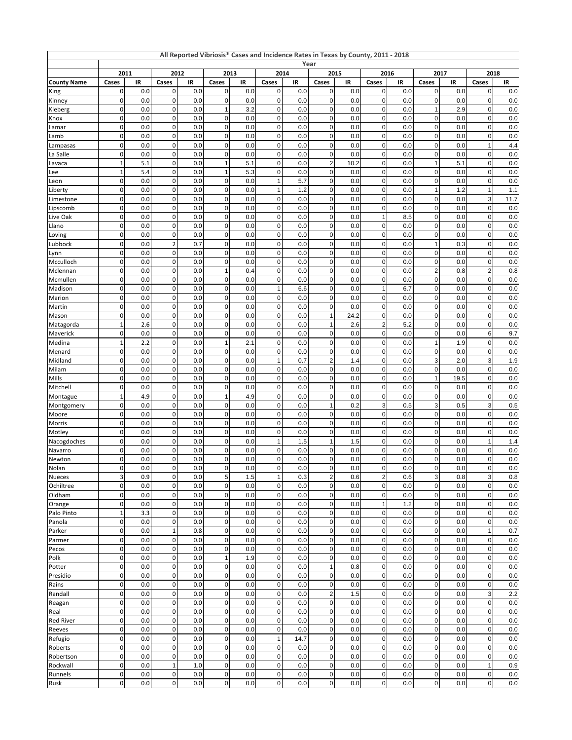| All Reported Vibriosis* Cases and Incidence Rates in Texas by County, 2011 - 2018 | | | | | | | | | | | | | | | | |
|---|---|---|---|---|---|---|---|---|---|---|---|---|---|---|---|---|
| | Year | | | | | | | | | | | | | | | |
| | 2011 | | 2012 | | 2013 | | 2014 | | 2015 | | 2016 | | 2017 | | 2018 | |
| County Name | Cases | IR | Cases | IR | Cases | IR | Cases | IR | Cases | IR | Cases | IR | Cases | IR | Cases | IR |
| King | 0 | 0.0 | 0 | 0.0 | 0 | 0.0 | 0 | 0.0 | 0 | 0.0 | 0 | 0.0 | 0 | 0.0 | 0 | 0.0 |
| Kinney | 0 | 0.0 | 0 | 0.0 | 0 | 0.0 | 0 | 0.0 | 0 | 0.0 | 0 | 0.0 | 0 | 0.0 | 0 | 0.0 |
| Kleberg | 0 | 0.0 | 0 | 0.0 | 1 | 3.2 | 0 | 0.0 | 0 | 0.0 | 0 | 0.0 | 1 | 2.9 | 0 | 0.0 |
| Knox | 0 | 0.0 | 0 | 0.0 | 0 | 0.0 | 0 | 0.0 | 0 | 0.0 | 0 | 0.0 | 0 | 0.0 | 0 | 0.0 |
| Lamar | 0 | 0.0 | 0 | 0.0 | 0 | 0.0 | 0 | 0.0 | 0 | 0.0 | 0 | 0.0 | 0 | 0.0 | 0 | 0.0 |
| Lamb | 0 | 0.0 | 0 | 0.0 | 0 | 0.0 | 0 | 0.0 | 0 | 0.0 | 0 | 0.0 | 0 | 0.0 | 0 | 0.0 |
| Lampasas | 0 | 0.0 | 0 | 0.0 | 0 | 0.0 | 0 | 0.0 | 0 | 0.0 | 0 | 0.0 | 0 | 0.0 | 1 | 4.4 |
| La Salle | 0 | 0.0 | 0 | 0.0 | 0 | 0.0 | 0 | 0.0 | 0 | 0.0 | 0 | 0.0 | 0 | 0.0 | 0 | 0.0 |
| Lavaca | 1 | 5.1 | 0 | 0.0 | 1 | 5.1 | 0 | 0.0 | 2 | 10.2 | 0 | 0.0 | 1 | 5.1 | 0 | 0.0 |
| Lee | 1 | 5.4 | 0 | 0.0 | 1 | 5.3 | 0 | 0.0 | 0 | 0.0 | 0 | 0.0 | 0 | 0.0 | 0 | 0.0 |
| Leon | 0 | 0.0 | 0 | 0.0 | 0 | 0.0 | 1 | 5.7 | 0 | 0.0 | 0 | 0.0 | 0 | 0.0 | 0 | 0.0 |
| Liberty | 0 | 0.0 | 0 | 0.0 | 0 | 0.0 | 1 | 1.2 | 0 | 0.0 | 0 | 0.0 | 1 | 1.2 | 1 | 1.1 |
| Limestone | 0 | 0.0 | 0 | 0.0 | 0 | 0.0 | 0 | 0.0 | 0 | 0.0 | 0 | 0.0 | 0 | 0.0 | 3 | 11.7 |
| Lipscomb | 0 | 0.0 | 0 | 0.0 | 0 | 0.0 | 0 | 0.0 | 0 | 0.0 | 0 | 0.0 | 0 | 0.0 | 0 | 0.0 |
| Live Oak | 0 | 0.0 | 0 | 0.0 | 0 | 0.0 | 0 | 0.0 | 0 | 0.0 | 1 | 8.5 | 0 | 0.0 | 0 | 0.0 |
| Llano | 0 | 0.0 | 0 | 0.0 | 0 | 0.0 | 0 | 0.0 | 0 | 0.0 | 0 | 0.0 | 0 | 0.0 | 0 | 0.0 |
| Loving | 0 | 0.0 | 0 | 0.0 | 0 | 0.0 | 0 | 0.0 | 0 | 0.0 | 0 | 0.0 | 0 | 0.0 | 0 | 0.0 |
| Lubbock | 0 | 0.0 | 2 | 0.7 | 0 | 0.0 | 0 | 0.0 | 0 | 0.0 | 0 | 0.0 | 1 | 0.3 | 0 | 0.0 |
| Lynn | 0 | 0.0 | 0 | 0.0 | 0 | 0.0 | 0 | 0.0 | 0 | 0.0 | 0 | 0.0 | 0 | 0.0 | 0 | 0.0 |
| Mcculloch | 0 | 0.0 | 0 | 0.0 | 0 | 0.0 | 0 | 0.0 | 0 | 0.0 | 0 | 0.0 | 0 | 0.0 | 0 | 0.0 |
| Mclennan | 0 | 0.0 | 0 | 0.0 | 1 | 0.4 | 0 | 0.0 | 0 | 0.0 | 0 | 0.0 | 2 | 0.8 | 2 | 0.8 |
| Mcmullen | 0 | 0.0 | 0 | 0.0 | 0 | 0.0 | 0 | 0.0 | 0 | 0.0 | 0 | 0.0 | 0 | 0.0 | 0 | 0.0 |
| Madison | 0 | 0.0 | 0 | 0.0 | 0 | 0.0 | 1 | 6.6 | 0 | 0.0 | 1 | 6.7 | 0 | 0.0 | 0 | 0.0 |
| Marion | 0 | 0.0 | 0 | 0.0 | 0 | 0.0 | 0 | 0.0 | 0 | 0.0 | 0 | 0.0 | 0 | 0.0 | 0 | 0.0 |
| Martin | 0 | 0.0 | 0 | 0.0 | 0 | 0.0 | 0 | 0.0 | 0 | 0.0 | 0 | 0.0 | 0 | 0.0 | 0 | 0.0 |
| Mason | 0 | 0.0 | 0 | 0.0 | 0 | 0.0 | 0 | 0.0 | 1 | 24.2 | 0 | 0.0 | 0 | 0.0 | 0 | 0.0 |
| Matagorda | 1 | 2.6 | 0 | 0.0 | 0 | 0.0 | 0 | 0.0 | 1 | 2.6 | 2 | 5.2 | 0 | 0.0 | 0 | 0.0 |
| Maverick | 0 | 0.0 | 0 | 0.0 | 0 | 0.0 | 0 | 0.0 | 0 | 0.0 | 0 | 0.0 | 0 | 0.0 | 6 | 9.7 |
| Medina | 1 | 2.2 | 0 | 0.0 | 1 | 2.1 | 0 | 0.0 | 0 | 0.0 | 0 | 0.0 | 1 | 1.9 | 0 | 0.0 |
| Menard | 0 | 0.0 | 0 | 0.0 | 0 | 0.0 | 0 | 0.0 | 0 | 0.0 | 0 | 0.0 | 0 | 0.0 | 0 | 0.0 |
| Midland | 0 | 0.0 | 0 | 0.0 | 0 | 0.0 | 1 | 0.7 | 2 | 1.4 | 0 | 0.0 | 3 | 2.0 | 3 | 1.9 |
| Milam | 0 | 0.0 | 0 | 0.0 | 0 | 0.0 | 0 | 0.0 | 0 | 0.0 | 0 | 0.0 | 0 | 0.0 | 0 | 0.0 |
| Mills | 0 | 0.0 | 0 | 0.0 | 0 | 0.0 | 0 | 0.0 | 0 | 0.0 | 0 | 0.0 | 1 | 19.5 | 0 | 0.0 |
| Mitchell | 0 | 0.0 | 0 | 0.0 | 0 | 0.0 | 0 | 0.0 | 0 | 0.0 | 0 | 0.0 | 0 | 0.0 | 0 | 0.0 |
| Montague | 1 | 4.9 | 0 | 0.0 | 1 | 4.9 | 0 | 0.0 | 0 | 0.0 | 0 | 0.0 | 0 | 0.0 | 0 | 0.0 |
| Montgomery | 0 | 0.0 | 0 | 0.0 | 0 | 0.0 | 0 | 0.0 | 1 | 0.2 | 3 | 0.5 | 3 | 0.5 | 3 | 0.5 |
| Moore | 0 | 0.0 | 0 | 0.0 | 0 | 0.0 | 0 | 0.0 | 0 | 0.0 | 0 | 0.0 | 0 | 0.0 | 0 | 0.0 |
| Morris | 0 | 0.0 | 0 | 0.0 | 0 | 0.0 | 0 | 0.0 | 0 | 0.0 | 0 | 0.0 | 0 | 0.0 | 0 | 0.0 |
| Motley | 0 | 0.0 | 0 | 0.0 | 0 | 0.0 | 0 | 0.0 | 0 | 0.0 | 0 | 0.0 | 0 | 0.0 | 0 | 0.0 |
| Nacogdoches | 0 | 0.0 | 0 | 0.0 | 0 | 0.0 | 1 | 1.5 | 1 | 1.5 | 0 | 0.0 | 0 | 0.0 | 1 | 1.4 |
| Navarro | 0 | 0.0 | 0 | 0.0 | 0 | 0.0 | 0 | 0.0 | 0 | 0.0 | 0 | 0.0 | 0 | 0.0 | 0 | 0.0 |
| Newton | 0 | 0.0 | 0 | 0.0 | 0 | 0.0 | 0 | 0.0 | 0 | 0.0 | 0 | 0.0 | 0 | 0.0 | 0 | 0.0 |
| Nolan | 0 | 0.0 | 0 | 0.0 | 0 | 0.0 | 0 | 0.0 | 0 | 0.0 | 0 | 0.0 | 0 | 0.0 | 0 | 0.0 |
| Nueces | 3 | 0.9 | 0 | 0.0 | 5 | 1.5 | 1 | 0.3 | 2 | 0.6 | 2 | 0.6 | 3 | 0.8 | 3 | 0.8 |
| Ochiltree | 0 | 0.0 | 0 | 0.0 | 0 | 0.0 | 0 | 0.0 | 0 | 0.0 | 0 | 0.0 | 0 | 0.0 | 0 | 0.0 |
| Oldham | 0 | 0.0 | 0 | 0.0 | 0 | 0.0 | 0 | 0.0 | 0 | 0.0 | 0 | 0.0 | 0 | 0.0 | 0 | 0.0 |
| Orange | 0 | 0.0 | 0 | 0.0 | 0 | 0.0 | 0 | 0.0 | 0 | 0.0 | 1 | 1.2 | 0 | 0.0 | 0 | 0.0 |
| Palo Pinto | 1 | 3.3 | 0 | 0.0 | 0 | 0.0 | 0 | 0.0 | 0 | 0.0 | 0 | 0.0 | 0 | 0.0 | 0 | 0.0 |
| Panola | 0 | 0.0 | 0 | 0.0 | 0 | 0.0 | 0 | 0.0 | 0 | 0.0 | 0 | 0.0 | 0 | 0.0 | 0 | 0.0 |
| Parker | 0 | 0.0 | 1 | 0.8 | 0 | 0.0 | 0 | 0.0 | 0 | 0.0 | 0 | 0.0 | 0 | 0.0 | 1 | 0.7 |
| Parmer | 0 | 0.0 | 0 | 0.0 | 0 | 0.0 | 0 | 0.0 | 0 | 0.0 | 0 | 0.0 | 0 | 0.0 | 0 | 0.0 |
| Pecos | 0 | 0.0 | 0 | 0.0 | 0 | 0.0 | 0 | 0.0 | 0 | 0.0 | 0 | 0.0 | 0 | 0.0 | 0 | 0.0 |
| Polk | 0 | 0.0 | 0 | 0.0 | 1 | 1.9 | 0 | 0.0 | 0 | 0.0 | 0 | 0.0 | 0 | 0.0 | 0 | 0.0 |
| Potter | 0 | 0.0 | 0 | 0.0 | 0 | 0.0 | 0 | 0.0 | 1 | 0.8 | 0 | 0.0 | 0 | 0.0 | 0 | 0.0 |
| Presidio | 0 | 0.0 | 0 | 0.0 | 0 | 0.0 | 0 | 0.0 | 0 | 0.0 | 0 | 0.0 | 0 | 0.0 | 0 | 0.0 |
| Rains | 0 | 0.0 | 0 | 0.0 | 0 | 0.0 | 0 | 0.0 | 0 | 0.0 | 0 | 0.0 | 0 | 0.0 | 0 | 0.0 |
| Randall | 0 | 0.0 | 0 | 0.0 | 0 | 0.0 | 0 | 0.0 | 2 | 1.5 | 0 | 0.0 | 0 | 0.0 | 3 | 2.2 |
| Reagan | 0 | 0.0 | 0 | 0.0 | 0 | 0.0 | 0 | 0.0 | 0 | 0.0 | 0 | 0.0 | 0 | 0.0 | 0 | 0.0 |
| Real | 0 | 0.0 | 0 | 0.0 | 0 | 0.0 | 0 | 0.0 | 0 | 0.0 | 0 | 0.0 | 0 | 0.0 | 0 | 0.0 |
| Red River | 0 | 0.0 | 0 | 0.0 | 0 | 0.0 | 0 | 0.0 | 0 | 0.0 | 0 | 0.0 | 0 | 0.0 | 0 | 0.0 |
| Reeves | 0 | 0.0 | 0 | 0.0 | 0 | 0.0 | 0 | 0.0 | 0 | 0.0 | 0 | 0.0 | 0 | 0.0 | 0 | 0.0 |
| Refugio | 0 | 0.0 | 0 | 0.0 | 0 | 0.0 | 1 | 14.7 | 0 | 0.0 | 0 | 0.0 | 0 | 0.0 | 0 | 0.0 |
| Roberts | 0 | 0.0 | 0 | 0.0 | 0 | 0.0 | 0 | 0.0 | 0 | 0.0 | 0 | 0.0 | 0 | 0.0 | 0 | 0.0 |
| Robertson | 0 | 0.0 | 0 | 0.0 | 0 | 0.0 | 0 | 0.0 | 0 | 0.0 | 0 | 0.0 | 0 | 0.0 | 0 | 0.0 |
| Rockwall | 0 | 0.0 | 1 | 1.0 | 0 | 0.0 | 0 | 0.0 | 0 | 0.0 | 0 | 0.0 | 0 | 0.0 | 1 | 0.9 |
| Runnels | 0 | 0.0 | 0 | 0.0 | 0 | 0.0 | 0 | 0.0 | 0 | 0.0 | 0 | 0.0 | 0 | 0.0 | 0 | 0.0 |
| Rusk | 0 | 0.0 | 0 | 0.0 | 0 | 0.0 | 0 | 0.0 | 0 | 0.0 | 0 | 0.0 | 0 | 0.0 | 0 | 0.0 |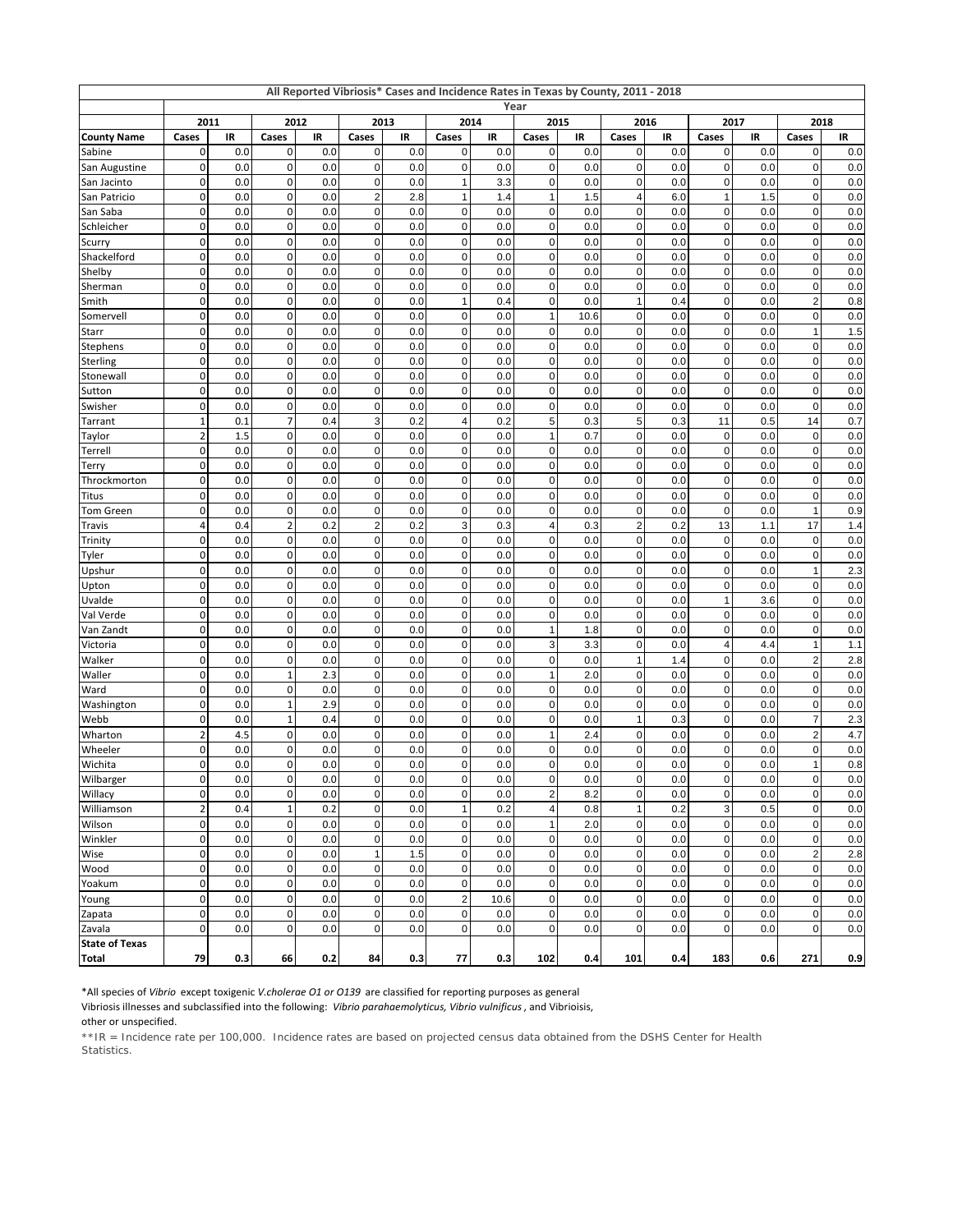| All Reported Vibriosis* Cases and Incidence Rates in Texas by County, 2011 - 2018 | | | | | | | | | | | | | | | | |
|---|---|---|---|---|---|---|---|---|---|---|---|---|---|---|---|---|
| | Year | | | | | | | | | | | | | | | |
| | 2011 | | 2012 | | 2013 | | 2014 | | 2015 | | 2016 | | 2017 | | 2018 | |
| County Name | Cases | IR | Cases | IR | Cases | IR | Cases | IR | Cases | IR | Cases | IR | Cases | IR | Cases | IR |
| Sabine | 0 | 0.0 | 0 | 0.0 | 0 | 0.0 | 0 | 0.0 | 0 | 0.0 | 0 | 0.0 | 0 | 0.0 | 0 | 0.0 |
| San Augustine | 0 | 0.0 | 0 | 0.0 | 0 | 0.0 | 0 | 0.0 | 0 | 0.0 | 0 | 0.0 | 0 | 0.0 | 0 | 0.0 |
| San Jacinto | 0 | 0.0 | 0 | 0.0 | 0 | 0.0 | 1 | 3.3 | 0 | 0.0 | 0 | 0.0 | 0 | 0.0 | 0 | 0.0 |
| San Patricio | 0 | 0.0 | 0 | 0.0 | 2 | 2.8 | 1 | 1.4 | 1 | 1.5 | 4 | 6.0 | 1 | 1.5 | 0 | 0.0 |
| San Saba | 0 | 0.0 | 0 | 0.0 | 0 | 0.0 | 0 | 0.0 | 0 | 0.0 | 0 | 0.0 | 0 | 0.0 | 0 | 0.0 |
| Schleicher | 0 | 0.0 | 0 | 0.0 | 0 | 0.0 | 0 | 0.0 | 0 | 0.0 | 0 | 0.0 | 0 | 0.0 | 0 | 0.0 |
| Scurry | 0 | 0.0 | 0 | 0.0 | 0 | 0.0 | 0 | 0.0 | 0 | 0.0 | 0 | 0.0 | 0 | 0.0 | 0 | 0.0 |
| Shackelford | 0 | 0.0 | 0 | 0.0 | 0 | 0.0 | 0 | 0.0 | 0 | 0.0 | 0 | 0.0 | 0 | 0.0 | 0 | 0.0 |
| Shelby | 0 | 0.0 | 0 | 0.0 | 0 | 0.0 | 0 | 0.0 | 0 | 0.0 | 0 | 0.0 | 0 | 0.0 | 0 | 0.0 |
| Sherman | 0 | 0.0 | 0 | 0.0 | 0 | 0.0 | 0 | 0.0 | 0 | 0.0 | 0 | 0.0 | 0 | 0.0 | 0 | 0.0 |
| Smith | 0 | 0.0 | 0 | 0.0 | 0 | 0.0 | 1 | 0.4 | 0 | 0.0 | 1 | 0.4 | 0 | 0.0 | 2 | 0.8 |
| Somervell | 0 | 0.0 | 0 | 0.0 | 0 | 0.0 | 0 | 0.0 | 1 | 10.6 | 0 | 0.0 | 0 | 0.0 | 0 | 0.0 |
| Starr | 0 | 0.0 | 0 | 0.0 | 0 | 0.0 | 0 | 0.0 | 0 | 0.0 | 0 | 0.0 | 0 | 0.0 | 1 | 1.5 |
| Stephens | 0 | 0.0 | 0 | 0.0 | 0 | 0.0 | 0 | 0.0 | 0 | 0.0 | 0 | 0.0 | 0 | 0.0 | 0 | 0.0 |
| Sterling | 0 | 0.0 | 0 | 0.0 | 0 | 0.0 | 0 | 0.0 | 0 | 0.0 | 0 | 0.0 | 0 | 0.0 | 0 | 0.0 |
| Stonewall | 0 | 0.0 | 0 | 0.0 | 0 | 0.0 | 0 | 0.0 | 0 | 0.0 | 0 | 0.0 | 0 | 0.0 | 0 | 0.0 |
| Sutton | 0 | 0.0 | 0 | 0.0 | 0 | 0.0 | 0 | 0.0 | 0 | 0.0 | 0 | 0.0 | 0 | 0.0 | 0 | 0.0 |
| Swisher | 0 | 0.0 | 0 | 0.0 | 0 | 0.0 | 0 | 0.0 | 0 | 0.0 | 0 | 0.0 | 0 | 0.0 | 0 | 0.0 |
| Tarrant | 1 | 0.1 | 7 | 0.4 | 3 | 0.2 | 4 | 0.2 | 5 | 0.3 | 5 | 0.3 | 11 | 0.5 | 14 | 0.7 |
| Taylor | 2 | 1.5 | 0 | 0.0 | 0 | 0.0 | 0 | 0.0 | 1 | 0.7 | 0 | 0.0 | 0 | 0.0 | 0 | 0.0 |
| Terrell | 0 | 0.0 | 0 | 0.0 | 0 | 0.0 | 0 | 0.0 | 0 | 0.0 | 0 | 0.0 | 0 | 0.0 | 0 | 0.0 |
| Terry | 0 | 0.0 | 0 | 0.0 | 0 | 0.0 | 0 | 0.0 | 0 | 0.0 | 0 | 0.0 | 0 | 0.0 | 0 | 0.0 |
| Throckmorton | 0 | 0.0 | 0 | 0.0 | 0 | 0.0 | 0 | 0.0 | 0 | 0.0 | 0 | 0.0 | 0 | 0.0 | 0 | 0.0 |
| Titus | 0 | 0.0 | 0 | 0.0 | 0 | 0.0 | 0 | 0.0 | 0 | 0.0 | 0 | 0.0 | 0 | 0.0 | 0 | 0.0 |
| Tom Green | 0 | 0.0 | 0 | 0.0 | 0 | 0.0 | 0 | 0.0 | 0 | 0.0 | 0 | 0.0 | 0 | 0.0 | 1 | 0.9 |
| Travis | 4 | 0.4 | 2 | 0.2 | 2 | 0.2 | 3 | 0.3 | 4 | 0.3 | 2 | 0.2 | 13 | 1.1 | 17 | 1.4 |
| Trinity | 0 | 0.0 | 0 | 0.0 | 0 | 0.0 | 0 | 0.0 | 0 | 0.0 | 0 | 0.0 | 0 | 0.0 | 0 | 0.0 |
| Tyler | 0 | 0.0 | 0 | 0.0 | 0 | 0.0 | 0 | 0.0 | 0 | 0.0 | 0 | 0.0 | 0 | 0.0 | 0 | 0.0 |
| Upshur | 0 | 0.0 | 0 | 0.0 | 0 | 0.0 | 0 | 0.0 | 0 | 0.0 | 0 | 0.0 | 0 | 0.0 | 1 | 2.3 |
| Upton | 0 | 0.0 | 0 | 0.0 | 0 | 0.0 | 0 | 0.0 | 0 | 0.0 | 0 | 0.0 | 0 | 0.0 | 0 | 0.0 |
| Uvalde | 0 | 0.0 | 0 | 0.0 | 0 | 0.0 | 0 | 0.0 | 0 | 0.0 | 0 | 0.0 | 1 | 3.6 | 0 | 0.0 |
| Val Verde | 0 | 0.0 | 0 | 0.0 | 0 | 0.0 | 0 | 0.0 | 0 | 0.0 | 0 | 0.0 | 0 | 0.0 | 0 | 0.0 |
| Van Zandt | 0 | 0.0 | 0 | 0.0 | 0 | 0.0 | 0 | 0.0 | 1 | 1.8 | 0 | 0.0 | 0 | 0.0 | 0 | 0.0 |
| Victoria | 0 | 0.0 | 0 | 0.0 | 0 | 0.0 | 0 | 0.0 | 3 | 3.3 | 0 | 0.0 | 4 | 4.4 | 1 | 1.1 |
| Walker | 0 | 0.0 | 0 | 0.0 | 0 | 0.0 | 0 | 0.0 | 0 | 0.0 | 1 | 1.4 | 0 | 0.0 | 2 | 2.8 |
| Waller | 0 | 0.0 | 1 | 2.3 | 0 | 0.0 | 0 | 0.0 | 1 | 2.0 | 0 | 0.0 | 0 | 0.0 | 0 | 0.0 |
| Ward | 0 | 0.0 | 0 | 0.0 | 0 | 0.0 | 0 | 0.0 | 0 | 0.0 | 0 | 0.0 | 0 | 0.0 | 0 | 0.0 |
| Washington | 0 | 0.0 | 1 | 2.9 | 0 | 0.0 | 0 | 0.0 | 0 | 0.0 | 0 | 0.0 | 0 | 0.0 | 0 | 0.0 |
| Webb | 0 | 0.0 | 1 | 0.4 | 0 | 0.0 | 0 | 0.0 | 0 | 0.0 | 1 | 0.3 | 0 | 0.0 | 7 | 2.3 |
| Wharton | 2 | 4.5 | 0 | 0.0 | 0 | 0.0 | 0 | 0.0 | 1 | 2.4 | 0 | 0.0 | 0 | 0.0 | 2 | 4.7 |
| Wheeler | 0 | 0.0 | 0 | 0.0 | 0 | 0.0 | 0 | 0.0 | 0 | 0.0 | 0 | 0.0 | 0 | 0.0 | 0 | 0.0 |
| Wichita | 0 | 0.0 | 0 | 0.0 | 0 | 0.0 | 0 | 0.0 | 0 | 0.0 | 0 | 0.0 | 0 | 0.0 | 1 | 0.8 |
| Wilbarger | 0 | 0.0 | 0 | 0.0 | 0 | 0.0 | 0 | 0.0 | 0 | 0.0 | 0 | 0.0 | 0 | 0.0 | 0 | 0.0 |
| Willacy | 0 | 0.0 | 0 | 0.0 | 0 | 0.0 | 0 | 0.0 | 2 | 8.2 | 0 | 0.0 | 0 | 0.0 | 0 | 0.0 |
| Williamson | 2 | 0.4 | 1 | 0.2 | 0 | 0.0 | 1 | 0.2 | 4 | 0.8 | 1 | 0.2 | 3 | 0.5 | 0 | 0.0 |
| Wilson | 0 | 0.0 | 0 | 0.0 | 0 | 0.0 | 0 | 0.0 | 1 | 2.0 | 0 | 0.0 | 0 | 0.0 | 0 | 0.0 |
| Winkler | 0 | 0.0 | 0 | 0.0 | 0 | 0.0 | 0 | 0.0 | 0 | 0.0 | 0 | 0.0 | 0 | 0.0 | 0 | 0.0 |
| Wise | 0 | 0.0 | 0 | 0.0 | 1 | 1.5 | 0 | 0.0 | 0 | 0.0 | 0 | 0.0 | 0 | 0.0 | 2 | 2.8 |
| Wood | 0 | 0.0 | 0 | 0.0 | 0 | 0.0 | 0 | 0.0 | 0 | 0.0 | 0 | 0.0 | 0 | 0.0 | 0 | 0.0 |
| Yoakum | 0 | 0.0 | 0 | 0.0 | 0 | 0.0 | 0 | 0.0 | 0 | 0.0 | 0 | 0.0 | 0 | 0.0 | 0 | 0.0 |
| Young | 0 | 0.0 | 0 | 0.0 | 0 | 0.0 | 2 | 10.6 | 0 | 0.0 | 0 | 0.0 | 0 | 0.0 | 0 | 0.0 |
| Zapata | 0 | 0.0 | 0 | 0.0 | 0 | 0.0 | 0 | 0.0 | 0 | 0.0 | 0 | 0.0 | 0 | 0.0 | 0 | 0.0 |
| Zavala | 0 | 0.0 | 0 | 0.0 | 0 | 0.0 | 0 | 0.0 | 0 | 0.0 | 0 | 0.0 | 0 | 0.0 | 0 | 0.0 |
| **State of Texas Total** | **79** | **0.3** | **66** | **0.2** | **84** | **0.3** | **77** | **0.3** | **102** | **0.4** | **101** | **0.4** | **183** | **0.6** | **271** | **0.9** |

*All species of *Vibrio* except toxigenic *V.cholerae O1 or O139* are classified for reporting purposes as general Vibriosis illnesses and subclassified into the following: *Vibrio parahaemolyticus, Vibrio vulnificus*, and Vibrioisis, other or unspecified.

**IR = Incidence rate per 100,000. Incidence rates are based on projected census data obtained from the DSHS Center for Health Statistics.